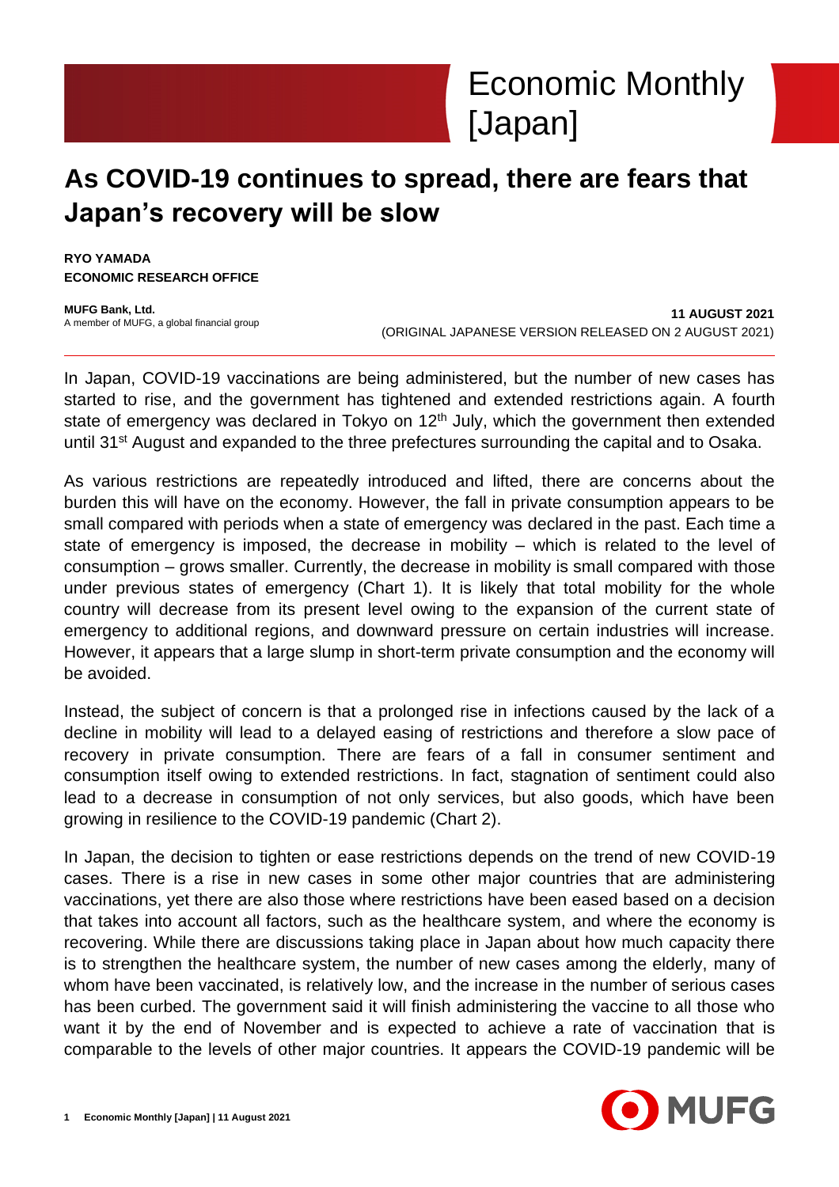# Economic Monthly [Japan]

## As COVID-19 continues to spread, there are fears that Japan's recovery will be slow

**RYO YAMADA**
**ECONOMIC RESEARCH OFFICE**

**MUFG Bank, Ltd.**
A member of MUFG, a global financial group

**11 AUGUST 2021**
(ORIGINAL JAPANESE VERSION RELEASED ON 2 AUGUST 2021)

In Japan, COVID-19 vaccinations are being administered, but the number of new cases has started to rise, and the government has tightened and extended restrictions again. A fourth state of emergency was declared in Tokyo on 12th July, which the government then extended until 31st August and expanded to the three prefectures surrounding the capital and to Osaka.

As various restrictions are repeatedly introduced and lifted, there are concerns about the burden this will have on the economy. However, the fall in private consumption appears to be small compared with periods when a state of emergency was declared in the past. Each time a state of emergency is imposed, the decrease in mobility – which is related to the level of consumption – grows smaller. Currently, the decrease in mobility is small compared with those under previous states of emergency (Chart 1). It is likely that total mobility for the whole country will decrease from its present level owing to the expansion of the current state of emergency to additional regions, and downward pressure on certain industries will increase. However, it appears that a large slump in short-term private consumption and the economy will be avoided.

Instead, the subject of concern is that a prolonged rise in infections caused by the lack of a decline in mobility will lead to a delayed easing of restrictions and therefore a slow pace of recovery in private consumption. There are fears of a fall in consumer sentiment and consumption itself owing to extended restrictions. In fact, stagnation of sentiment could also lead to a decrease in consumption of not only services, but also goods, which have been growing in resilience to the COVID-19 pandemic (Chart 2).

In Japan, the decision to tighten or ease restrictions depends on the trend of new COVID-19 cases. There is a rise in new cases in some other major countries that are administering vaccinations, yet there are also those where restrictions have been eased based on a decision that takes into account all factors, such as the healthcare system, and where the economy is recovering. While there are discussions taking place in Japan about how much capacity there is to strengthen the healthcare system, the number of new cases among the elderly, many of whom have been vaccinated, is relatively low, and the increase in the number of serious cases has been curbed. The government said it will finish administering the vaccine to all those who want it by the end of November and is expected to achieve a rate of vaccination that is comparable to the levels of other major countries. It appears the COVID-19 pandemic will be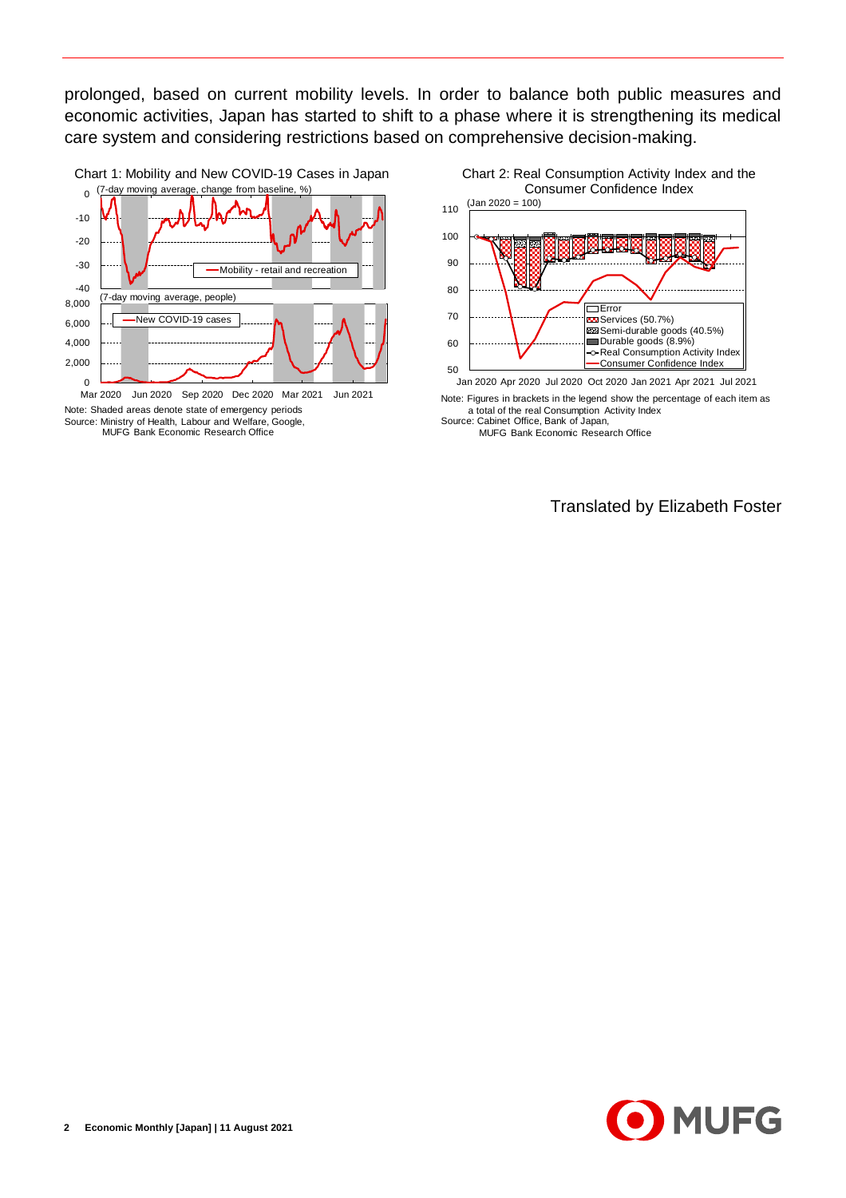prolonged, based on current mobility levels. In order to balance both public measures and economic activities, Japan has started to shift to a phase where it is strengthening its medical care system and considering restrictions based on comprehensive decision-making.

Chart 1: Mobility and New COVID-19 Cases in Japan

Note: Shaded areas denote state of emergency periods
Source: Ministry of Health, Labour and Welfare, Google, MUFG Bank Economic Research Office

Chart 2: Real Consumption Activity Index and the Consumer Confidence Index

Note: Figures in brackets in the legend show the percentage of each item as a total of the real Consumption Activity Index
Source: Cabinet Office, Bank of Japan, MUFG Bank Economic Research Office

Translated by Elizabeth Foster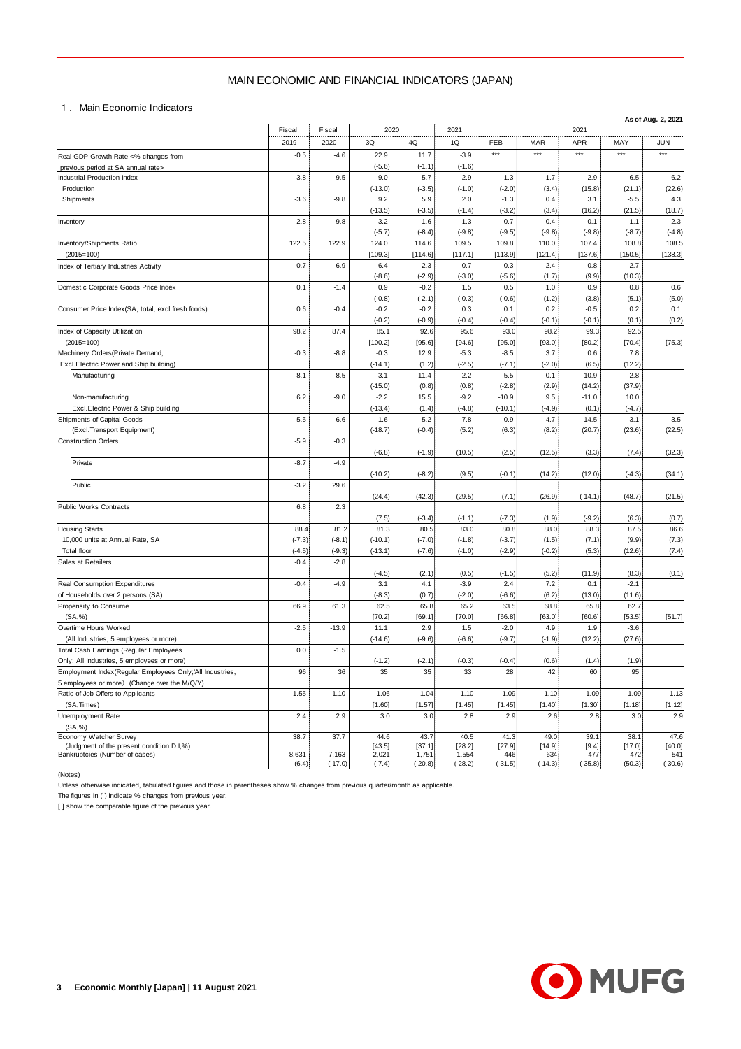# MAIN ECONOMIC AND FINANCIAL INDICATORS (JAPAN)

## 1．Main Economic Indicators

As of Aug. 2, 2021

| | Fiscal 2019 | Fiscal 2020 | 2020 3Q | 2020 4Q | 2021 1Q | 2021 FEB | 2021 MAR | 2021 APR | 2021 MAY | 2021 JUN |
|---|---|---|---|---|---|---|---|---|---|---|
| Real GDP Growth Rate <% changes from previous period at SA annual rate> | -0.5 | -4.6 | 22.9 | 11.7 | -3.9 | *** | *** | *** | *** | *** |
| | | | (-5.6) | (-1.1) | (-1.6) | | | | | |
| Industrial Production Index Production | -3.8 | -9.5 | 9.0 | 5.7 | 2.9 | -1.3 | 1.7 | 2.9 | -6.5 | 6.2 |
| | | | (-13.0) | (-3.5) | (-1.0) | (-2.0) | (3.4) | (15.8) | (21.1) | (22.6) |
| Shipments | -3.6 | -9.8 | 9.2 | 5.9 | 2.0 | -1.3 | 0.4 | 3.1 | -5.5 | 4.3 |
| | | | (-13.5) | (-3.5) | (-1.4) | (-3.2) | (3.4) | (16.2) | (21.5) | (18.7) |
| Inventory | 2.8 | -9.8 | -3.2 | -1.6 | -1.3 | -0.7 | 0.4 | -0.1 | -1.1 | 2.3 |
| | | | (-5.7) | (-8.4) | (-9.8) | (-9.5) | (-9.8) | (-9.8) | (-8.7) | (-4.8) |
| Inventory/Shipments Ratio (2015=100) | 122.5 | 122.9 | 124.0 | 114.6 | 109.5 | 109.8 | 110.0 | 107.4 | 108.8 | 108.5 |
| | | | [109.3] | [114.6] | [117.1] | [113.9] | [121.4] | [137.6] | [150.5] | [138.3] |
| Index of Tertiary Industries Activity | -0.7 | -6.9 | 6.4 | 2.3 | -0.7 | -0.3 | 2.4 | -0.8 | -2.7 | |
| | | | (-8.6) | (-2.9) | (-3.0) | (-5.6) | (1.7) | (9.9) | (10.3) | |
| Domestic Corporate Goods Price Index | 0.1 | -1.4 | 0.9 | -0.2 | 1.5 | 0.5 | 1.0 | 0.9 | 0.8 | 0.6 |
| | | | (-0.8) | (-2.1) | (-0.3) | (-0.6) | (1.2) | (3.8) | (5.1) | (5.0) |
| Consumer Price Index(SA, total, excl.fresh foods) | 0.6 | -0.4 | -0.2 | -0.2 | 0.3 | 0.1 | 0.2 | -0.5 | 0.2 | 0.1 |
| | | | (-0.2) | (-0.9) | (-0.4) | (-0.4) | (-0.1) | (-0.1) | (0.1) | (0.2) |
| Index of Capacity Utilization (2015=100) | 98.2 | 87.4 | 85.1 | 92.6 | 95.6 | 93.0 | 98.2 | 99.3 | 92.5 | |
| | | | [100.2] | [95.6] | [94.6] | [95.0] | [93.0] | [80.2] | [70.4] | [75.3] |
| Machinery Orders(Private Demand, Excl.Electric Power and Ship building) | -0.3 | -8.8 | -0.3 | 12.9 | -5.3 | -8.5 | 3.7 | 0.6 | 7.8 | |
| | | | (-14.1) | (1.2) | (-2.5) | (-7.1) | (-2.0) | (6.5) | (12.2) | |
| Manufacturing | -8.1 | -8.5 | 3.1 | 11.4 | -2.2 | -5.5 | -0.1 | 10.9 | 2.8 | |
| | | | (-15.0) | (0.8) | (0.8) | (-2.8) | (2.9) | (14.2) | (37.9) | |
| Non-manufacturing Excl.Electric Power & Ship building | 6.2 | -9.0 | -2.2 | 15.5 | -9.2 | -10.9 | 9.5 | -11.0 | 10.0 | |
| | | | (-13.4) | (1.4) | (-4.8) | (-10.1) | (-4.9) | (0.1) | (-4.7) | |
| Shipments of Capital Goods (Excl.Transport Equipment) | -5.5 | -6.6 | -1.6 | 5.2 | 7.8 | -0.9 | -4.7 | 14.5 | -3.1 | 3.5 |
| | | | (-18.7) | (-0.4) | (5.2) | (6.3) | (8.2) | (20.7) | (23.6) | (22.5) |
| Construction Orders | -5.9 | -0.3 | | | | | | | | |
| | | | (-6.8) | (-1.9) | (10.5) | (2.5) | (12.5) | (3.3) | (7.4) | (32.3) |
| Private | -8.7 | -4.9 | | | | | | | | |
| | | | (-10.2) | (-8.2) | (9.5) | (-0.1) | (14.2) | (12.0) | (-4.3) | (34.1) |
| Public | -3.2 | 29.6 | | | | | | | | |
| | | | (24.4) | (42.3) | (29.5) | (7.1) | (26.9) | (-14.1) | (48.7) | (21.5) |
| Public Works Contracts | 6.8 | 2.3 | | | | | | | | |
| | | | (7.5) | (-3.4) | (-1.1) | (-7.3) | (1.9) | (-9.2) | (6.3) | (0.7) |
| Housing Starts 10,000 units at Annual Rate, SA | 88.4 | 81.2 | 81.3 | 80.5 | 83.0 | 80.8 | 88.0 | 88.3 | 87.5 | 86.6 |
| | (-7.3) | (-8.1) | (-10.1) | (-7.0) | (-1.8) | (-3.7) | (1.5) | (7.1) | (9.9) | (7.3) |
| Total floor | (-4.5) | (-9.3) | (-13.1) | (-7.6) | (-1.0) | (-2.9) | (-0.2) | (5.3) | (12.6) | (7.4) |
| Sales at Retailers | -0.4 | -2.8 | | | | | | | | |
| | | | (-4.5) | (2.1) | (0.5) | (-1.5) | (5.2) | (11.9) | (8.3) | (0.1) |
| Real Consumption Expenditures of Households over 2 persons (SA) | -0.4 | -4.9 | 3.1 | 4.1 | -3.9 | 2.4 | 7.2 | 0.1 | -2.1 | |
| | | | (-8.3) | (0.7) | (-2.0) | (-6.6) | (6.2) | (13.0) | (11.6) | |
| Propensity to Consume (SA,%) | 66.9 | 61.3 | 62.5 | 65.8 | 65.2 | 63.5 | 68.8 | 65.8 | 62.7 | |
| | | | [70.2] | [69.1] | [70.0] | [66.8] | [63.0] | [60.6] | [53.5] | [51.7] |
| Overtime Hours Worked (All Industries, 5 employees or more) | -2.5 | -13.9 | 11.1 | 2.9 | 1.5 | -2.0 | 4.9 | 1.9 | -3.6 | |
| | | | (-14.6) | (-9.6) | (-6.6) | (-9.7) | (-1.9) | (12.2) | (27.6) | |
| Total Cash Earnings (Regular Employees Only; All Industries, 5 employees or more) | 0.0 | -1.5 | | | | | | | | |
| | | | (-1.2) | (-2.1) | (-0.3) | (-0.4) | (0.6) | (1.4) | (1.9) | |
| Employment Index(Regular Employees Only;'All Industries, 5 employees or more) (Change over the M/Q/Y) | 96 | 36 | 35 | 35 | 33 | 28 | 42 | 60 | 95 | |
| Ratio of Job Offers to Applicants (SA,Times) | 1.55 | 1.10 | 1.06 | 1.04 | 1.10 | 1.09 | 1.10 | 1.09 | 1.09 | 1.13 |
| | | | [1.60] | [1.57] | [1.45] | [1.45] | [1.40] | [1.30] | [1.18] | [1.12] |
| Unemployment Rate (SA,%) | 2.4 | 2.9 | 3.0 | 3.0 | 2.8 | 2.9 | 2.6 | 2.8 | 3.0 | 2.9 |
| Economy Watcher Survey (Judgment of the present condition D.I,%) | 38.7 | 37.7 | 44.6 | 43.7 | 40.5 | 41.3 | 49.0 | 39.1 | 38.1 | 47.6 |
| | | | [43.5] | [37.1] | [28.2] | [27.9] | [14.9] | [9.4] | [17.0] | [40.0] |
| Bankruptcies (Number of cases) | 8,631 | 7,163 | 2,021 | 1,751 | 1,554 | 446 | 634 | 477 | 472 | 541 |
| | (6.4) | (-17.0) | (-7.4) | (-20.8) | (-28.2) | (-31.5) | (-14.3) | (-35.8) | (50.3) | (-30.6) |

(Notes)

Unless otherwise indicated, tabulated figures and those in parentheses show % changes from previous quarter/month as applicable.

The figures in ( ) indicate % changes from previous year.

[ ] show the comparable figure of the previous year.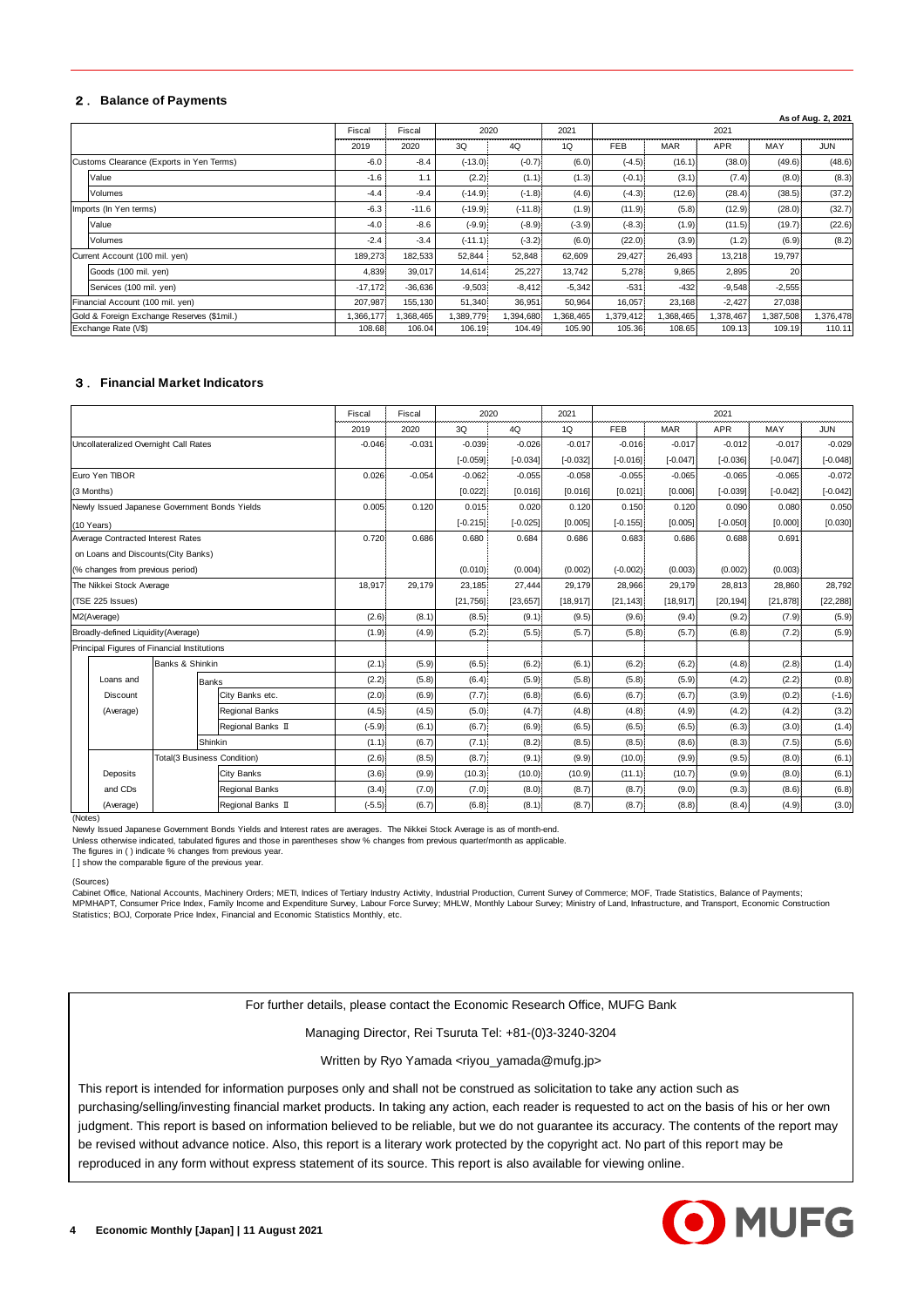## 2．Balance of Payments

As of Aug. 2, 2021

| | Fiscal | Fiscal | 2020 | | 2021 | 2021 | | | | |
|---|---|---|---|---|---|---|---|---|---|---|
| | 2019 | 2020 | 3Q | 4Q | 1Q | FEB | MAR | APR | MAY | JUN |
| Customs Clearance (Exports in Yen Terms) | -6.0 | -8.4 | (-13.0) | (-0.7) | (6.0) | (-4.5) | (16.1) | (38.0) | (49.6) | (48.6) |
| Value | -1.6 | 1.1 | (2.2) | (1.1) | (1.3) | (-0.1) | (3.1) | (7.4) | (8.0) | (8.3) |
| Volumes | -4.4 | -9.4 | (-14.9) | (-1.8) | (4.6) | (-4.3) | (12.6) | (28.4) | (38.5) | (37.2) |
| Imports (In Yen terms) | -6.3 | -11.6 | (-19.9) | (-11.8) | (1.9) | (11.9) | (5.8) | (12.9) | (28.0) | (32.7) |
| Value | -4.0 | -8.6 | (-9.9) | (-8.9) | (-3.9) | (-8.3) | (1.9) | (11.5) | (19.7) | (22.6) |
| Volumes | -2.4 | -3.4 | (-11.1) | (-3.2) | (6.0) | (22.0) | (3.9) | (1.2) | (6.9) | (8.2) |
| Current Account (100 mil. yen) | 189,273 | 182,533 | 52,844 | 52,848 | 62,609 | 29,427 | 26,493 | 13,218 | 19,797 | |
| Goods (100 mil. yen) | 4,839 | 39,017 | 14,614 | 25,227 | 13,742 | 5,278 | 9,865 | 2,895 | 20 | |
| Services (100 mil. yen) | -17,172 | -36,636 | -9,503 | -8,412 | -5,342 | -531 | -432 | -9,548 | -2,555 | |
| Financial Account (100 mil. yen) | 207,987 | 155,130 | 51,340 | 36,951 | 50,964 | 16,057 | 23,168 | -2,427 | 27,038 | |
| Gold & Foreign Exchange Reserves ($1mil.) | 1,366,177 | 1,368,465 | 1,389,779 | 1,394,680 | 1,368,465 | 1,379,412 | 1,368,465 | 1,378,467 | 1,387,508 | 1,376,478 |
| Exchange Rate (\/$) | 108.68 | 106.04 | 106.19 | 104.49 | 105.90 | 105.36 | 108.65 | 109.13 | 109.19 | 110.11 |

## 3．Financial Market Indicators

| | Fiscal | Fiscal | 2020 | | 2021 | 2021 | | | | |
|---|---|---|---|---|---|---|---|---|---|---|
| | 2019 | 2020 | 3Q | 4Q | 1Q | FEB | MAR | APR | MAY | JUN |
| Uncollateralized Overnight Call Rates | -0.046 | -0.031 | -0.039 | -0.026 | -0.017 | -0.016 | -0.017 | -0.012 | -0.017 | -0.029 |
| | | | [-0.059] | [-0.034] | [-0.032] | [-0.016] | [-0.047] | [-0.036] | [-0.047] | [-0.048] |
| Euro Yen TIBOR | 0.026 | -0.054 | -0.062 | -0.055 | -0.058 | -0.055 | -0.065 | -0.065 | -0.065 | -0.072 |
| (3 Months) | | | [0.022] | [0.016] | [0.016] | [0.021] | [0.006] | [-0.039] | [-0.042] | [-0.042] |
| Newly Issued Japanese Government Bonds Yields | 0.005 | 0.120 | 0.015 | 0.020 | 0.120 | 0.150 | 0.120 | 0.090 | 0.080 | 0.050 |
| (10 Years) | | | [-0.215] | [-0.025] | [0.005] | [-0.155] | [0.005] | [-0.050] | [0.000] | [0.030] |
| Average Contracted Interest Rates | 0.720 | 0.686 | 0.680 | 0.684 | 0.686 | 0.683 | 0.686 | 0.688 | 0.691 | |
| on Loans and Discounts(City Banks) | | | | | | | | | | |
| (% changes from previous period) | | | (0.010) | (0.004) | (0.002) | (-0.002) | (0.003) | (0.002) | (0.003) | |
| The Nikkei Stock Average | 18,917 | 29,179 | 23,185 | 27,444 | 29,179 | 28,966 | 29,179 | 28,813 | 28,860 | 28,792 |
| (TSE 225 Issues) | | | [21,756] | [23,657] | [18,917] | [21,143] | [18,917] | [20,194] | [21,878] | [22,288] |
| M2(Average) | (2.6) | (8.1) | (8.5) | (9.1) | (9.5) | (9.6) | (9.4) | (9.2) | (7.9) | (5.9) |
| Broadly-defined Liquidity(Average) | (1.9) | (4.9) | (5.2) | (5.5) | (5.7) | (5.8) | (5.7) | (6.8) | (7.2) | (5.9) |
| Principal Figures of Financial Institutions | | | | | | | | | | |
| Loans and Discount (Average) — Banks & Shinkin | (2.1) | (5.9) | (6.5) | (6.2) | (6.1) | (6.2) | (6.2) | (4.8) | (2.8) | (1.4) |
| Banks | (2.2) | (5.8) | (6.4) | (5.9) | (5.8) | (5.8) | (5.9) | (4.2) | (2.2) | (0.8) |
| City Banks etc. | (2.0) | (6.9) | (7.7) | (6.8) | (6.6) | (6.7) | (6.7) | (3.9) | (0.2) | (-1.6) |
| Regional Banks | (4.5) | (4.5) | (5.0) | (4.7) | (4.8) | (4.8) | (4.9) | (4.2) | (4.2) | (3.2) |
| Regional Banks Ⅱ | (-5.9) | (6.1) | (6.7) | (6.9) | (6.5) | (6.5) | (6.5) | (6.3) | (3.0) | (1.4) |
| Shinkin | (1.1) | (6.7) | (7.1) | (8.2) | (8.5) | (8.5) | (8.6) | (8.3) | (7.5) | (5.6) |
| Deposits and CDs (Average) — Total(3 Business Condition) | (2.6) | (8.5) | (8.7) | (9.1) | (9.9) | (10.0) | (9.9) | (9.5) | (8.0) | (6.1) |
| City Banks | (3.6) | (9.9) | (10.3) | (10.0) | (10.9) | (11.1) | (10.7) | (9.9) | (8.0) | (6.1) |
| Regional Banks | (3.4) | (7.0) | (7.0) | (8.0) | (8.7) | (8.7) | (9.0) | (9.3) | (8.6) | (6.8) |
| Regional Banks Ⅱ | (-5.5) | (6.7) | (6.8) | (8.1) | (8.7) | (8.7) | (8.8) | (8.4) | (4.9) | (3.0) |

(Notes)

Newly Issued Japanese Government Bonds Yields and Interest rates are averages. The Nikkei Stock Average is as of month-end.
Unless otherwise indicated, tabulated figures and those in parentheses show % changes from previous quarter/month as applicable.
The figures in ( ) indicate % changes from previous year.
[ ] show the comparable figure of the previous year.

(Sources)

Cabinet Office, National Accounts, Machinery Orders; METI, Indices of Tertiary Industry Activity, Industrial Production, Current Survey of Commerce; MOF, Trade Statistics, Balance of Payments; MPMHAPT, Consumer Price Index, Family Income and Expenditure Survey, Labour Force Survey; MHLW, Monthly Labour Survey; Ministry of Land, Infrastructure, and Transport, Economic Construction Statistics; BOJ, Corporate Price Index, Financial and Economic Statistics Monthly, etc.

For further details, please contact the Economic Research Office, MUFG Bank

Managing Director, Rei Tsuruta Tel: +81-(0)3-3240-3204

Written by Ryo Yamada <riyou_yamada@mufg.jp>

This report is intended for information purposes only and shall not be construed as solicitation to take any action such as purchasing/selling/investing financial market products. In taking any action, each reader is requested to act on the basis of his or her own judgment. This report is based on information believed to be reliable, but we do not guarantee its accuracy. The contents of the report may be revised without advance notice. Also, this report is a literary work protected by the copyright act. No part of this report may be reproduced in any form without express statement of its source. This report is also available for viewing online.